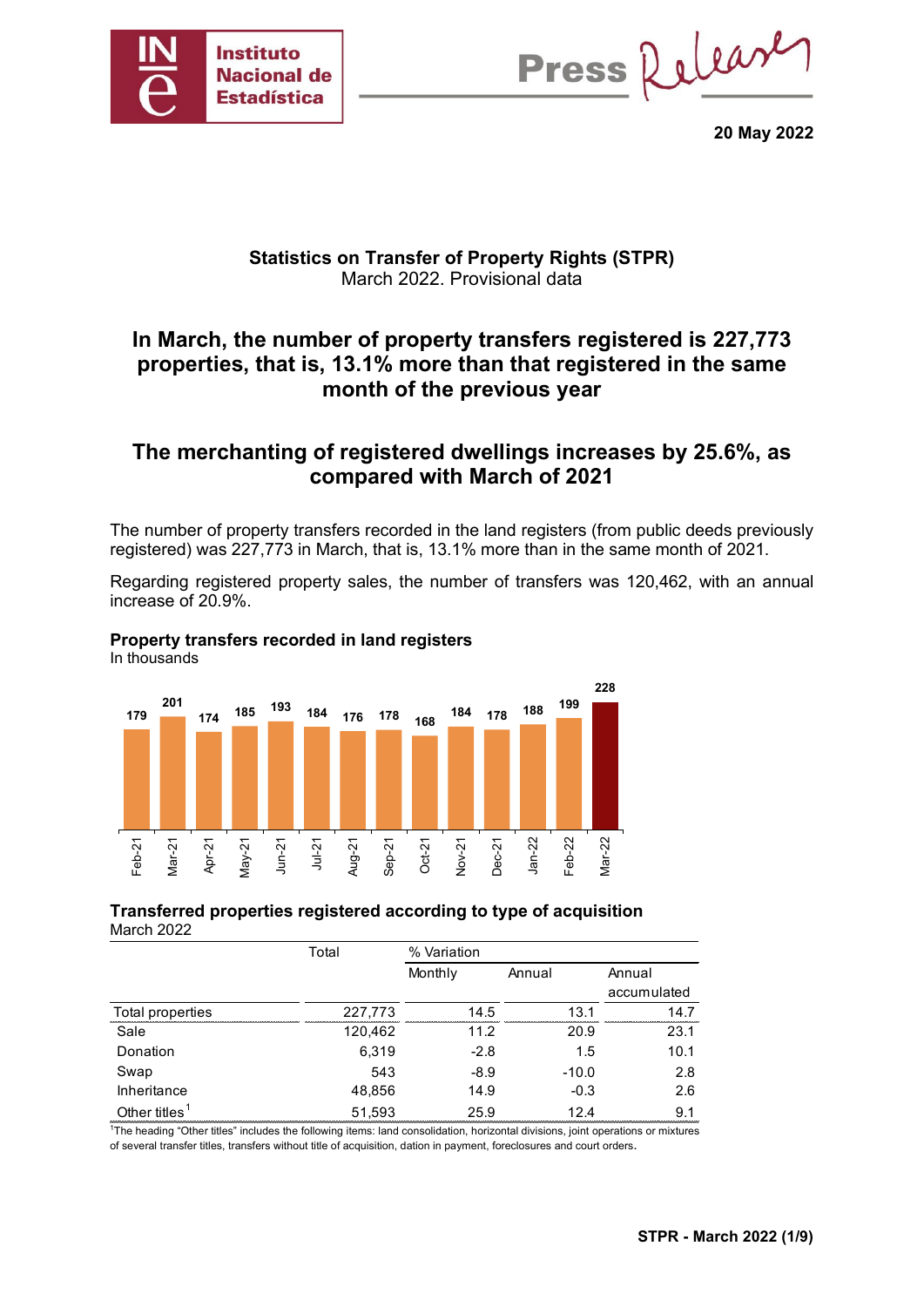**20 May 2022**

## Statistics on Transfer of Property Rights (STPR)

March 2022. Provisional data

# In March, the number of property transfers registered is 227,773 properties, that is, 13.1% more than that registered in the same month of the previous year

# The merchanting of registered dwellings increases by 25.6%, as compared with March of 2021

The number of property transfers recorded in the land registers (from public deeds previously registered) was 227,773 in March, that is, 13.1% more than in the same month of 2021.

Regarding registered property sales, the number of transfers was 120,462, with an annual increase of 20.9%.

**Property transfers recorded in land registers**
In thousands

| Feb-21 | Mar-21 | Apr-21 | May-21 | Jun-21 | Jul-21 | Aug-21 | Sep-21 | Oct-21 | Nov-21 | Dec-21 | Jan-22 | Feb-22 | Mar-22 |
|---|---|---|---|---|---|---|---|---|---|---|---|---|---|
| 179 | 201 | 174 | 185 | 193 | 184 | 176 | 178 | 168 | 184 | 178 | 188 | 199 | 228 |

**Transferred properties registered according to type of acquisition**
March 2022

| | Total | % Variation | | |
|---|---|---|---|---|
| | | Monthly | Annual | Annual accumulated |
| Total properties | 227,773 | 14.5 | 13.1 | 14.7 |
| Sale | 120,462 | 11.2 | 20.9 | 23.1 |
| Donation | 6,319 | -2.8 | 1.5 | 10.1 |
| Swap | 543 | -8.9 | -10.0 | 2.8 |
| Inheritance | 48,856 | 14.9 | -0.3 | 2.6 |
| Other titles[1] | 51,593 | 25.9 | 12.4 | 9.1 |

[1]The heading "Other titles" includes the following items: land consolidation, horizontal divisions, joint operations or mixtures of several transfer titles, transfers without title of acquisition, dation in payment, foreclosures and court orders.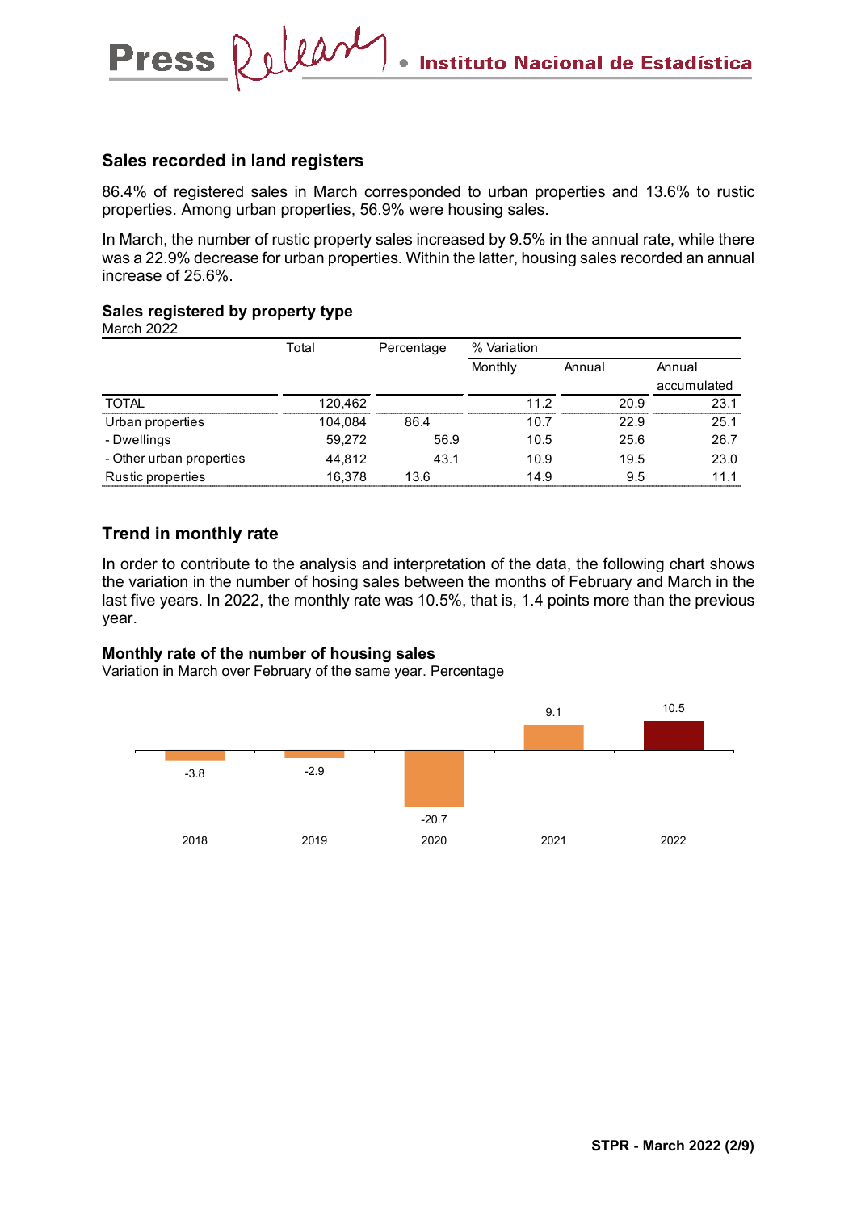## Sales recorded in land registers

86.4% of registered sales in March corresponded to urban properties and 13.6% to rustic properties. Among urban properties, 56.9% were housing sales.

In March, the number of rustic property sales increased by 9.5% in the annual rate, while there was a 22.9% decrease for urban properties. Within the latter, housing sales recorded an annual increase of 25.6%.

### Sales registered by property type

March 2022

| | Total | Percentage | % Variation | | |
|---|---|---|---|---|---|
| | | | Monthly | Annual | Annual accumulated |
| TOTAL | 120,462 | | 11.2 | 20.9 | 23.1 |
| Urban properties | 104,084 | 86.4 | 10.7 | 22.9 | 25.1 |
| - Dwellings | 59,272 | 56.9 | 10.5 | 25.6 | 26.7 |
| - Other urban properties | 44,812 | 43.1 | 10.9 | 19.5 | 23.0 |
| Rustic properties | 16,378 | 13.6 | 14.9 | 9.5 | 11.1 |

## Trend in monthly rate

In order to contribute to the analysis and interpretation of the data, the following chart shows the variation in the number of hosing sales between the months of February and March in the last five years. In 2022, the monthly rate was 10.5%, that is, 1.4 points more than the previous year.

### Monthly rate of the number of housing sales

Variation in March over February of the same year. Percentage

| Year | Rate |
|---|---|
| 2018 | -3.8 |
| 2019 | -2.9 |
| 2020 | -20.7 |
| 2021 | 9.1 |
| 2022 | 10.5 |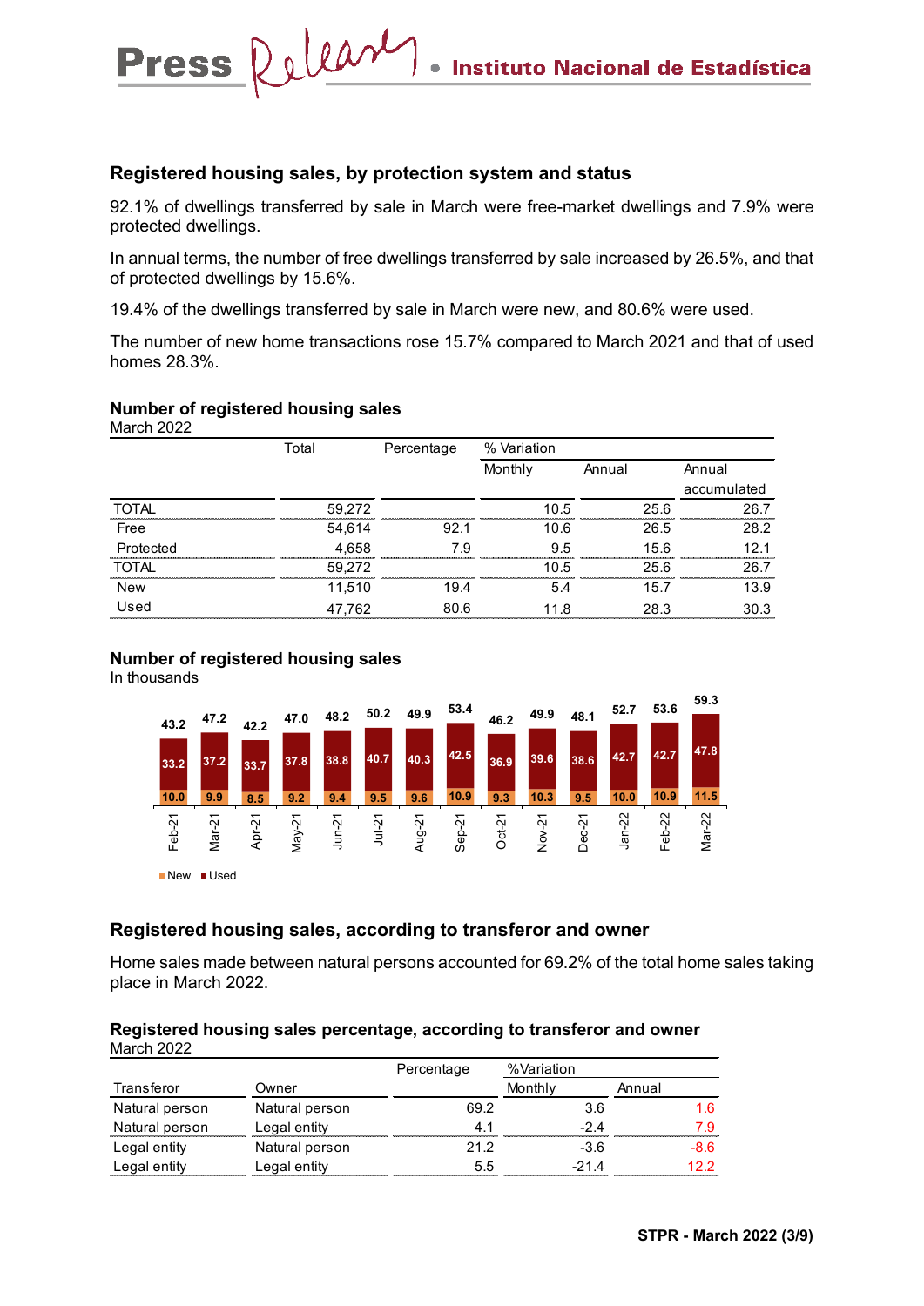## Registered housing sales, by protection system and status

92.1% of dwellings transferred by sale in March were free-market dwellings and 7.9% were protected dwellings.

In annual terms, the number of free dwellings transferred by sale increased by 26.5%, and that of protected dwellings by 15.6%.

19.4% of the dwellings transferred by sale in March were new, and 80.6% were used.

The number of new home transactions rose 15.7% compared to March 2021 and that of used homes 28.3%.

### Number of registered housing sales

March 2022

| | Total | Percentage | % Variation | | |
|---|---|---|---|---|---|
| | | | Monthly | Annual | Annual accumulated |
| TOTAL | 59,272 | | 10.5 | 25.6 | 26.7 |
| Free | 54,614 | 92.1 | 10.6 | 26.5 | 28.2 |
| Protected | 4,658 | 7.9 | 9.5 | 15.6 | 12.1 |
| TOTAL | 59,272 | | 10.5 | 25.6 | 26.7 |
| New | 11,510 | 19.4 | 5.4 | 15.7 | 13.9 |
| Used | 47,762 | 80.6 | 11.8 | 28.3 | 30.3 |

### Number of registered housing sales

In thousands

| Month | Total | New | Used |
|---|---|---|---|
| Feb-21 | 43.2 | 10.0 | 33.2 |
| Mar-21 | 47.2 | 9.9 | 37.2 |
| Apr-21 | 42.2 | 8.5 | 33.7 |
| May-21 | 47.0 | 9.2 | 37.8 |
| Jun-21 | 48.2 | 9.4 | 38.8 |
| Jul-21 | 50.2 | 9.5 | 40.7 |
| Aug-21 | 49.9 | 9.6 | 40.3 |
| Sep-21 | 53.4 | 10.9 | 42.5 |
| Oct-21 | 46.2 | 9.3 | 36.9 |
| Nov-21 | 49.9 | 10.3 | 39.6 |
| Dec-21 | 48.1 | 9.5 | 38.6 |
| Jan-22 | 52.7 | 10.0 | 42.7 |
| Feb-22 | 53.6 | 10.9 | 42.7 |
| Mar-22 | 59.3 | 11.5 | 47.8 |

## Registered housing sales, according to transferor and owner

Home sales made between natural persons accounted for 69.2% of the total home sales taking place in March 2022.

### Registered housing sales percentage, according to transferor and owner

March 2022

| Transferor | Owner | Percentage | %Variation Monthly | %Variation Annual |
|---|---|---|---|---|
| Natural person | Natural person | 69.2 | 3.6 | 1.6 |
| Natural person | Legal entity | 4.1 | -2.4 | 7.9 |
| Legal entity | Natural person | 21.2 | -3.6 | -8.6 |
| Legal entity | Legal entity | 5.5 | -21.4 | 12.2 |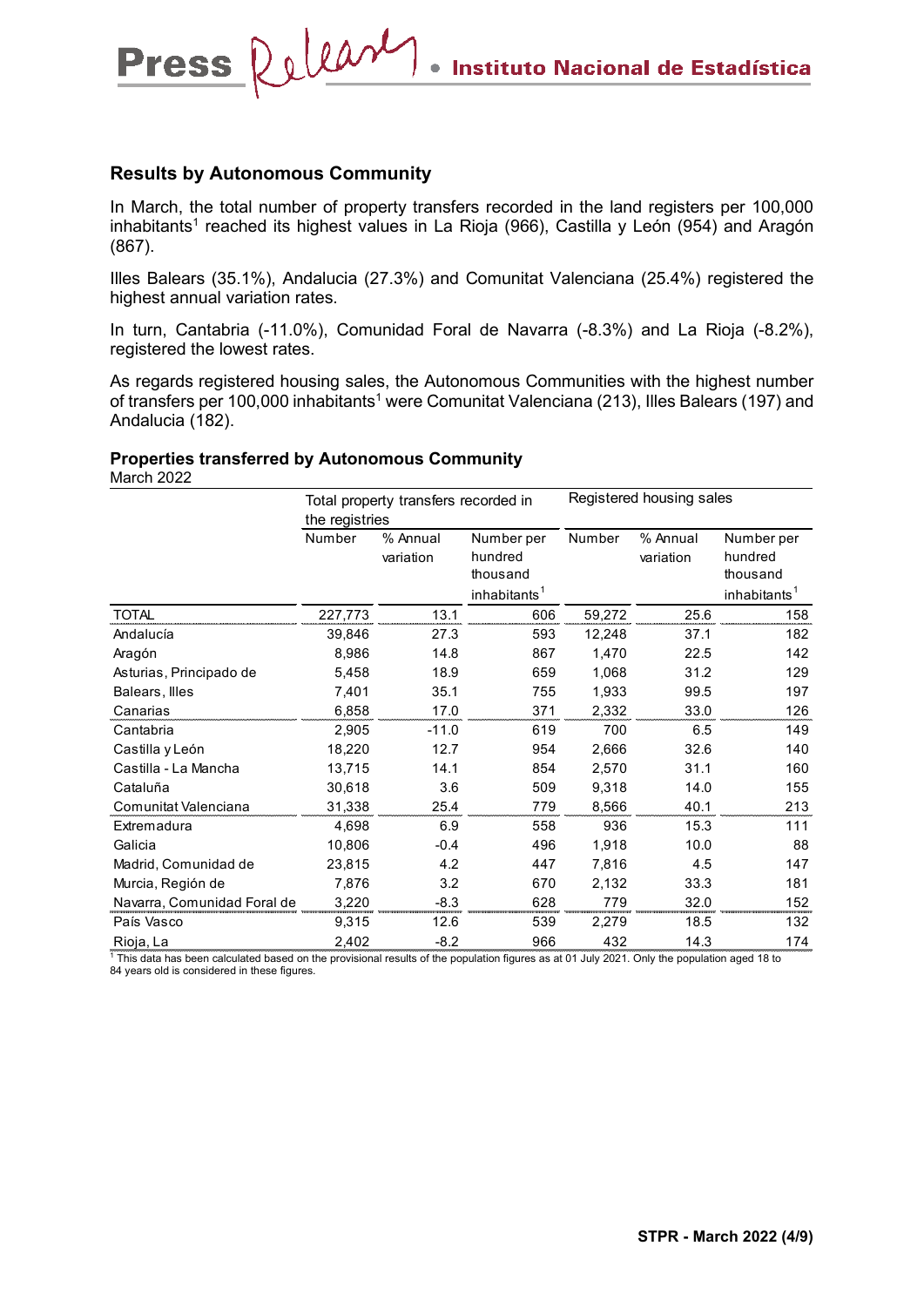## Results by Autonomous Community

In March, the total number of property transfers recorded in the land registers per 100,000 inhabitants[1] reached its highest values in La Rioja (966), Castilla y León (954) and Aragón (867).

Illes Balears (35.1%), Andalucia (27.3%) and Comunitat Valenciana (25.4%) registered the highest annual variation rates.

In turn, Cantabria (-11.0%), Comunidad Foral de Navarra (-8.3%) and La Rioja (-8.2%), registered the lowest rates.

As regards registered housing sales, the Autonomous Communities with the highest number of transfers per 100,000 inhabitants[1] were Comunitat Valenciana (213), Illes Balears (197) and Andalucia (182).

### Properties transferred by Autonomous Community

March 2022

| | Total property transfers recorded in the registries | | | Registered housing sales | | |
|---|---|---|---|---|---|---|
| | Number | % Annual variation | Number per hundred thousand inhabitants[1] | Number | % Annual variation | Number per hundred thousand inhabitants[1] |
| TOTAL | 227,773 | 13.1 | 606 | 59,272 | 25.6 | 158 |
| Andalucía | 39,846 | 27.3 | 593 | 12,248 | 37.1 | 182 |
| Aragón | 8,986 | 14.8 | 867 | 1,470 | 22.5 | 142 |
| Asturias, Principado de | 5,458 | 18.9 | 659 | 1,068 | 31.2 | 129 |
| Balears, Illes | 7,401 | 35.1 | 755 | 1,933 | 99.5 | 197 |
| Canarias | 6,858 | 17.0 | 371 | 2,332 | 33.0 | 126 |
| Cantabria | 2,905 | -11.0 | 619 | 700 | 6.5 | 149 |
| Castilla y León | 18,220 | 12.7 | 954 | 2,666 | 32.6 | 140 |
| Castilla - La Mancha | 13,715 | 14.1 | 854 | 2,570 | 31.1 | 160 |
| Cataluña | 30,618 | 3.6 | 509 | 9,318 | 14.0 | 155 |
| Comunitat Valenciana | 31,338 | 25.4 | 779 | 8,566 | 40.1 | 213 |
| Extremadura | 4,698 | 6.9 | 558 | 936 | 15.3 | 111 |
| Galicia | 10,806 | -0.4 | 496 | 1,918 | 10.0 | 88 |
| Madrid, Comunidad de | 23,815 | 4.2 | 447 | 7,816 | 4.5 | 147 |
| Murcia, Región de | 7,876 | 3.2 | 670 | 2,132 | 33.3 | 181 |
| Navarra, Comunidad Foral de | 3,220 | -8.3 | 628 | 779 | 32.0 | 152 |
| País Vasco | 9,315 | 12.6 | 539 | 2,279 | 18.5 | 132 |
| Rioja, La | 2,402 | -8.2 | 966 | 432 | 14.3 | 174 |

[1] This data has been calculated based on the provisional results of the population figures as at 01 July 2021. Only the population aged 18 to 84 years old is considered in these figures.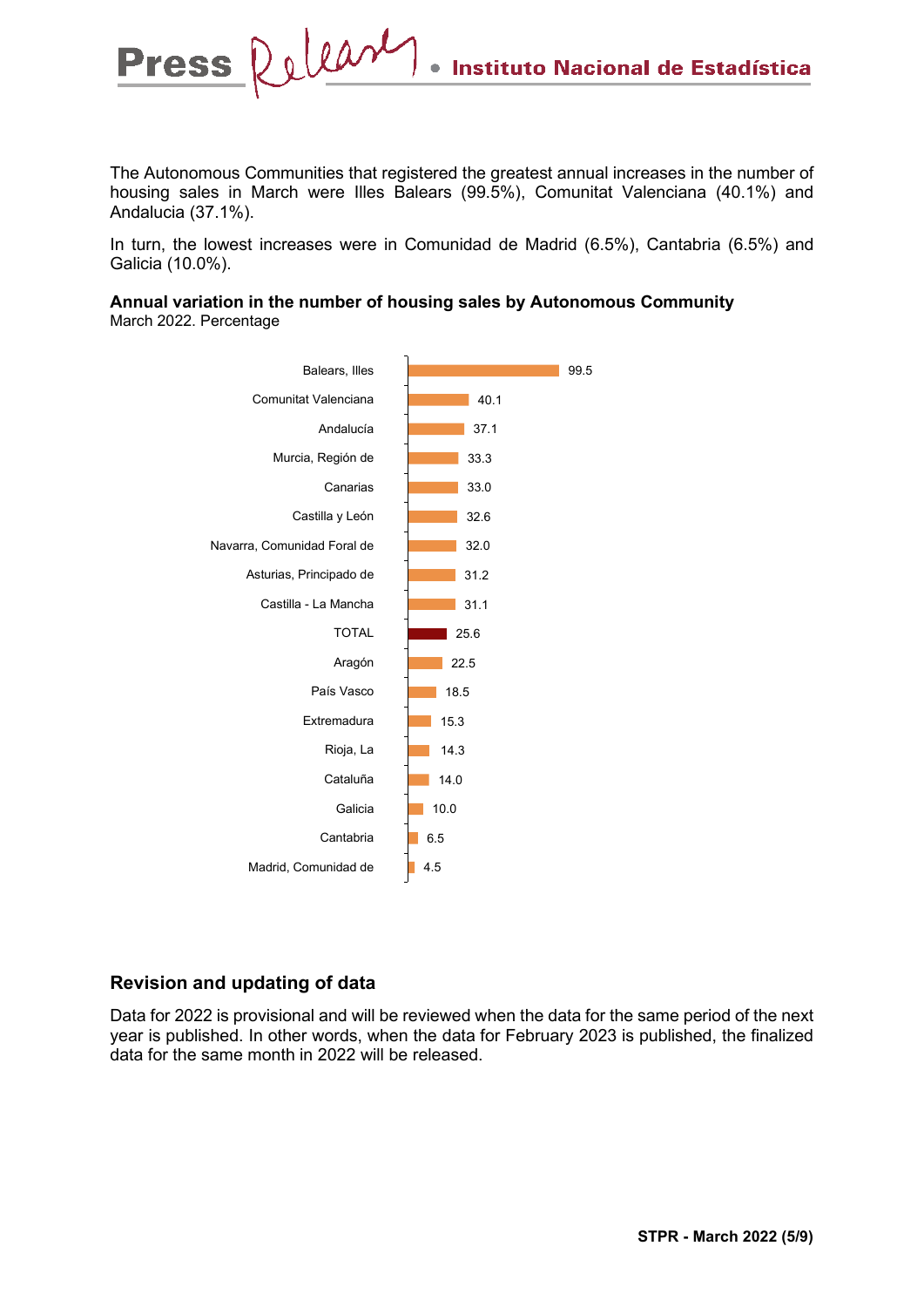The Autonomous Communities that registered the greatest annual increases in the number of housing sales in March were Illes Balears (99.5%), Comunitat Valenciana (40.1%) and Andalucia (37.1%).

In turn, the lowest increases were in Comunidad de Madrid (6.5%), Cantabria (6.5%) and Galicia (10.0%).

**Annual variation in the number of housing sales by Autonomous Community**
March 2022. Percentage

| Autonomous Community | Percentage |
|---|---|
| Balears, Illes | 99.5 |
| Comunitat Valenciana | 40.1 |
| Andalucía | 37.1 |
| Murcia, Región de | 33.3 |
| Canarias | 33.0 |
| Castilla y León | 32.6 |
| Navarra, Comunidad Foral de | 32.0 |
| Asturias, Principado de | 31.2 |
| Castilla - La Mancha | 31.1 |
| TOTAL | 25.6 |
| Aragón | 22.5 |
| País Vasco | 18.5 |
| Extremadura | 15.3 |
| Rioja, La | 14.3 |
| Cataluña | 14.0 |
| Galicia | 10.0 |
| Cantabria | 6.5 |
| Madrid, Comunidad de | 4.5 |

## Revision and updating of data

Data for 2022 is provisional and will be reviewed when the data for the same period of the next year is published. In other words, when the data for February 2023 is published, the finalized data for the same month in 2022 will be released.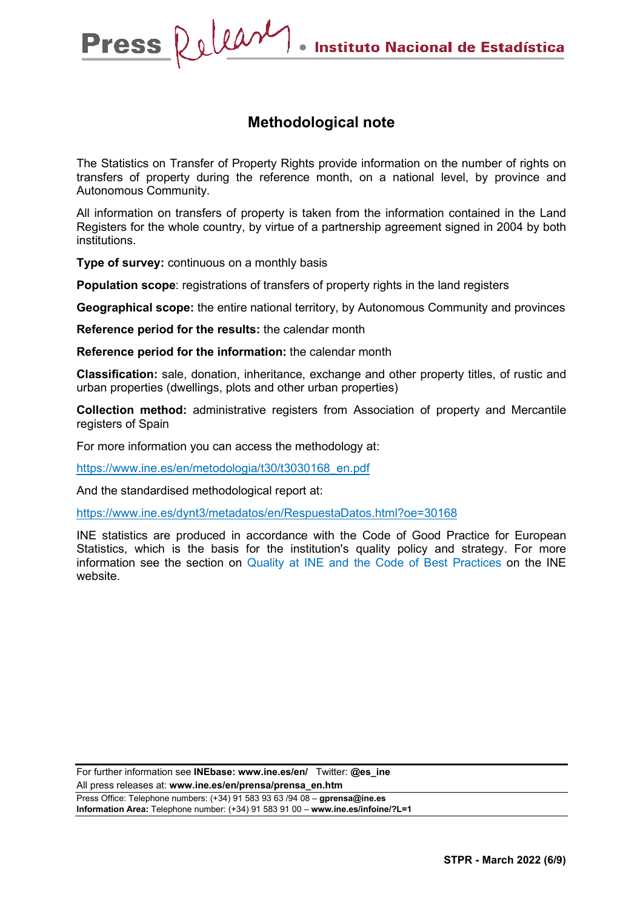## Methodological note

The Statistics on Transfer of Property Rights provide information on the number of rights on transfers of property during the reference month, on a national level, by province and Autonomous Community.

All information on transfers of property is taken from the information contained in the Land Registers for the whole country, by virtue of a partnership agreement signed in 2004 by both institutions.

**Type of survey:** continuous on a monthly basis

**Population scope**: registrations of transfers of property rights in the land registers

**Geographical scope:** the entire national territory, by Autonomous Community and provinces

**Reference period for the results:** the calendar month

**Reference period for the information:** the calendar month

**Classification:** sale, donation, inheritance, exchange and other property titles, of rustic and urban properties (dwellings, plots and other urban properties)

**Collection method:** administrative registers from Association of property and Mercantile registers of Spain

For more information you can access the methodology at:

https://www.ine.es/en/metodologia/t30/t3030168_en.pdf

And the standardised methodological report at:

https://www.ine.es/dynt3/metadatos/en/RespuestaDatos.html?oe=30168

INE statistics are produced in accordance with the Code of Good Practice for European Statistics, which is the basis for the institution's quality policy and strategy. For more information see the section on Quality at INE and the Code of Best Practices on the INE website.

For further information see **INEbase: www.ine.es/en/** Twitter: **@es_ine**
All press releases at: **www.ine.es/en/prensa/prensa_en.htm**
Press Office: Telephone numbers: (+34) 91 583 93 63 /94 08 – **gprensa@ine.es**
**Information Area:** Telephone number: (+34) 91 583 91 00 – **www.ine.es/infoine/?L=1**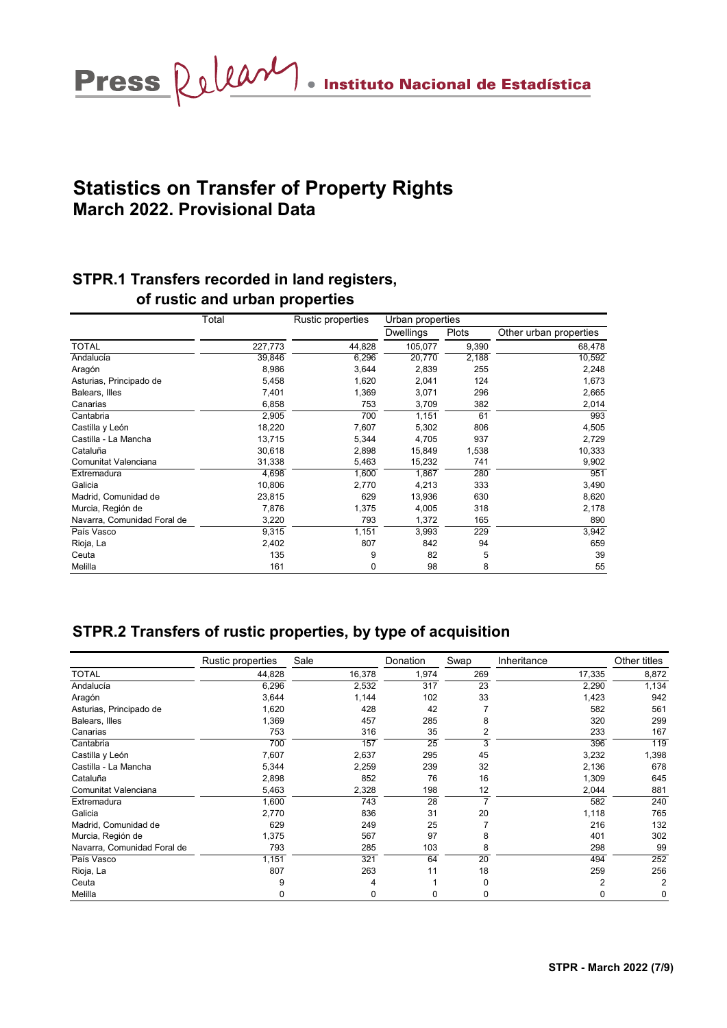# Statistics on Transfer of Property Rights

## March 2022. Provisional Data

### STPR.1 Transfers recorded in land registers, of rustic and urban properties

| | Total | Rustic properties | Urban properties | | |
|---|---|---|---|---|---|
| | | | Dwellings | Plots | Other urban properties |
| TOTAL | 227,773 | 44,828 | 105,077 | 9,390 | 68,478 |
| Andalucía | 39,846 | 6,296 | 20,770 | 2,188 | 10,592 |
| Aragón | 8,986 | 3,644 | 2,839 | 255 | 2,248 |
| Asturias, Principado de | 5,458 | 1,620 | 2,041 | 124 | 1,673 |
| Balears, Illes | 7,401 | 1,369 | 3,071 | 296 | 2,665 |
| Canarias | 6,858 | 753 | 3,709 | 382 | 2,014 |
| Cantabria | 2,905 | 700 | 1,151 | 61 | 993 |
| Castilla y León | 18,220 | 7,607 | 5,302 | 806 | 4,505 |
| Castilla - La Mancha | 13,715 | 5,344 | 4,705 | 937 | 2,729 |
| Cataluña | 30,618 | 2,898 | 15,849 | 1,538 | 10,333 |
| Comunitat Valenciana | 31,338 | 5,463 | 15,232 | 741 | 9,902 |
| Extremadura | 4,698 | 1,600 | 1,867 | 280 | 951 |
| Galicia | 10,806 | 2,770 | 4,213 | 333 | 3,490 |
| Madrid, Comunidad de | 23,815 | 629 | 13,936 | 630 | 8,620 |
| Murcia, Región de | 7,876 | 1,375 | 4,005 | 318 | 2,178 |
| Navarra, Comunidad Foral de | 3,220 | 793 | 1,372 | 165 | 890 |
| País Vasco | 9,315 | 1,151 | 3,993 | 229 | 3,942 |
| Rioja, La | 2,402 | 807 | 842 | 94 | 659 |
| Ceuta | 135 | 9 | 82 | 5 | 39 |
| Melilla | 161 | 0 | 98 | 8 | 55 |

### STPR.2 Transfers of rustic properties, by type of acquisition

| | Rustic properties | Sale | Donation | Swap | Inheritance | Other titles |
|---|---|---|---|---|---|---|
| TOTAL | 44,828 | 16,378 | 1,974 | 269 | 17,335 | 8,872 |
| Andalucía | 6,296 | 2,532 | 317 | 23 | 2,290 | 1,134 |
| Aragón | 3,644 | 1,144 | 102 | 33 | 1,423 | 942 |
| Asturias, Principado de | 1,620 | 428 | 42 | 7 | 582 | 561 |
| Balears, Illes | 1,369 | 457 | 285 | 8 | 320 | 299 |
| Canarias | 753 | 316 | 35 | 2 | 233 | 167 |
| Cantabria | 700 | 157 | 25 | 3 | 396 | 119 |
| Castilla y León | 7,607 | 2,637 | 295 | 45 | 3,232 | 1,398 |
| Castilla - La Mancha | 5,344 | 2,259 | 239 | 32 | 2,136 | 678 |
| Cataluña | 2,898 | 852 | 76 | 16 | 1,309 | 645 |
| Comunitat Valenciana | 5,463 | 2,328 | 198 | 12 | 2,044 | 881 |
| Extremadura | 1,600 | 743 | 28 | 7 | 582 | 240 |
| Galicia | 2,770 | 836 | 31 | 20 | 1,118 | 765 |
| Madrid, Comunidad de | 629 | 249 | 25 | 7 | 216 | 132 |
| Murcia, Región de | 1,375 | 567 | 97 | 8 | 401 | 302 |
| Navarra, Comunidad Foral de | 793 | 285 | 103 | 8 | 298 | 99 |
| País Vasco | 1,151 | 321 | 64 | 20 | 494 | 252 |
| Rioja, La | 807 | 263 | 11 | 18 | 259 | 256 |
| Ceuta | 9 | 4 | 1 | 0 | 2 | 2 |
| Melilla | 0 | 0 | 0 | 0 | 0 | 0 |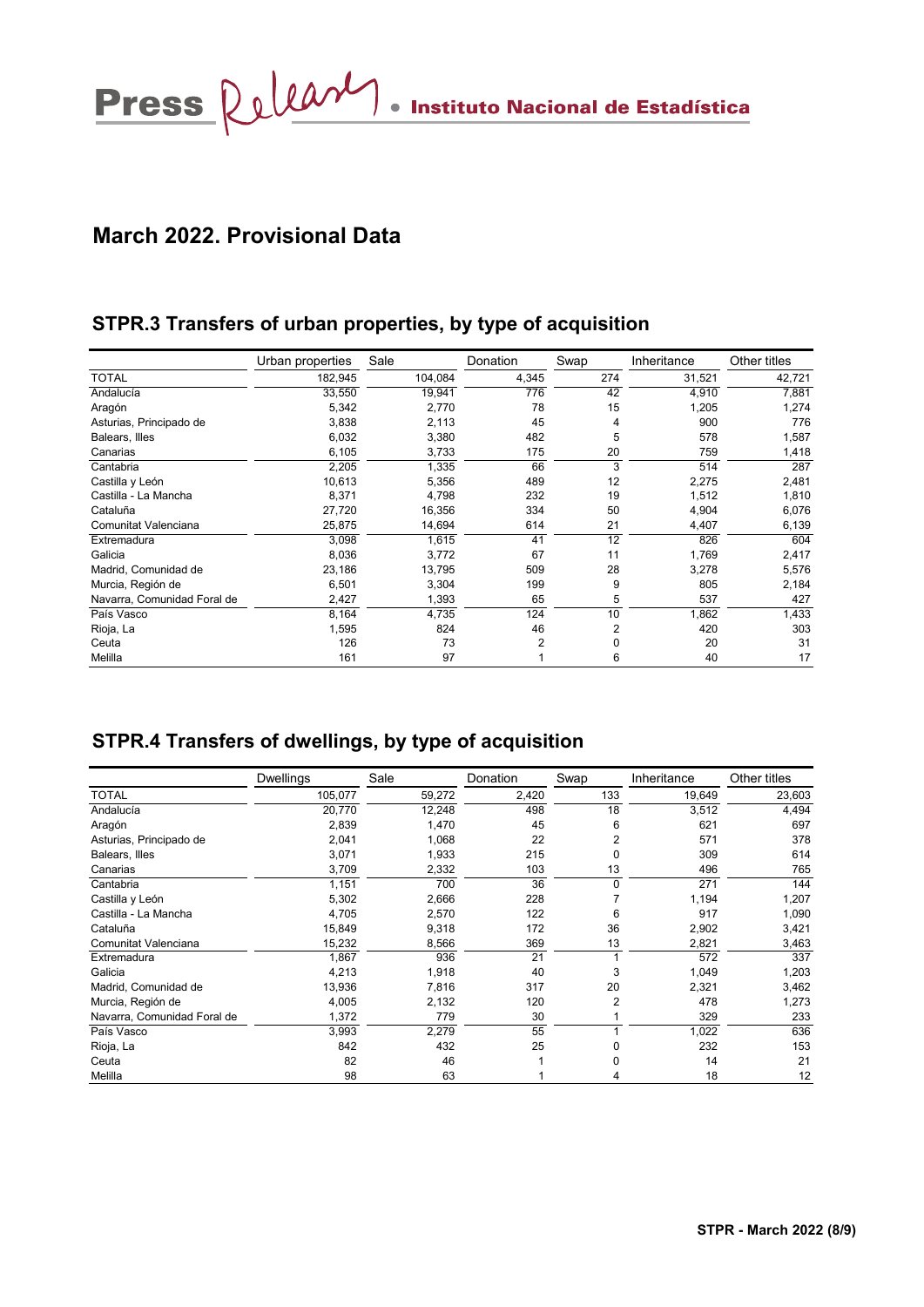## March 2022. Provisional Data

### STPR.3 Transfers of urban properties, by type of acquisition

| | Urban properties | Sale | Donation | Swap | Inheritance | Other titles |
|---|---|---|---|---|---|---|
| TOTAL | 182,945 | 104,084 | 4,345 | 274 | 31,521 | 42,721 |
| Andalucía | 33,550 | 19,941 | 776 | 42 | 4,910 | 7,881 |
| Aragón | 5,342 | 2,770 | 78 | 15 | 1,205 | 1,274 |
| Asturias, Principado de | 3,838 | 2,113 | 45 | 4 | 900 | 776 |
| Balears, Illes | 6,032 | 3,380 | 482 | 5 | 578 | 1,587 |
| Canarias | 6,105 | 3,733 | 175 | 20 | 759 | 1,418 |
| Cantabria | 2,205 | 1,335 | 66 | 3 | 514 | 287 |
| Castilla y León | 10,613 | 5,356 | 489 | 12 | 2,275 | 2,481 |
| Castilla - La Mancha | 8,371 | 4,798 | 232 | 19 | 1,512 | 1,810 |
| Cataluña | 27,720 | 16,356 | 334 | 50 | 4,904 | 6,076 |
| Comunitat Valenciana | 25,875 | 14,694 | 614 | 21 | 4,407 | 6,139 |
| Extremadura | 3,098 | 1,615 | 41 | 12 | 826 | 604 |
| Galicia | 8,036 | 3,772 | 67 | 11 | 1,769 | 2,417 |
| Madrid, Comunidad de | 23,186 | 13,795 | 509 | 28 | 3,278 | 5,576 |
| Murcia, Región de | 6,501 | 3,304 | 199 | 9 | 805 | 2,184 |
| Navarra, Comunidad Foral de | 2,427 | 1,393 | 65 | 5 | 537 | 427 |
| País Vasco | 8,164 | 4,735 | 124 | 10 | 1,862 | 1,433 |
| Rioja, La | 1,595 | 824 | 46 | 2 | 420 | 303 |
| Ceuta | 126 | 73 | 2 | 0 | 20 | 31 |
| Melilla | 161 | 97 | 1 | 6 | 40 | 17 |

### STPR.4 Transfers of dwellings, by type of acquisition

| | Dwellings | Sale | Donation | Swap | Inheritance | Other titles |
|---|---|---|---|---|---|---|
| TOTAL | 105,077 | 59,272 | 2,420 | 133 | 19,649 | 23,603 |
| Andalucía | 20,770 | 12,248 | 498 | 18 | 3,512 | 4,494 |
| Aragón | 2,839 | 1,470 | 45 | 6 | 621 | 697 |
| Asturias, Principado de | 2,041 | 1,068 | 22 | 2 | 571 | 378 |
| Balears, Illes | 3,071 | 1,933 | 215 | 0 | 309 | 614 |
| Canarias | 3,709 | 2,332 | 103 | 13 | 496 | 765 |
| Cantabria | 1,151 | 700 | 36 | 0 | 271 | 144 |
| Castilla y León | 5,302 | 2,666 | 228 | 7 | 1,194 | 1,207 |
| Castilla - La Mancha | 4,705 | 2,570 | 122 | 6 | 917 | 1,090 |
| Cataluña | 15,849 | 9,318 | 172 | 36 | 2,902 | 3,421 |
| Comunitat Valenciana | 15,232 | 8,566 | 369 | 13 | 2,821 | 3,463 |
| Extremadura | 1,867 | 936 | 21 | 1 | 572 | 337 |
| Galicia | 4,213 | 1,918 | 40 | 3 | 1,049 | 1,203 |
| Madrid, Comunidad de | 13,936 | 7,816 | 317 | 20 | 2,321 | 3,462 |
| Murcia, Región de | 4,005 | 2,132 | 120 | 2 | 478 | 1,273 |
| Navarra, Comunidad Foral de | 1,372 | 779 | 30 | 1 | 329 | 233 |
| País Vasco | 3,993 | 2,279 | 55 | 1 | 1,022 | 636 |
| Rioja, La | 842 | 432 | 25 | 0 | 232 | 153 |
| Ceuta | 82 | 46 | 1 | 0 | 14 | 21 |
| Melilla | 98 | 63 | 1 | 4 | 18 | 12 |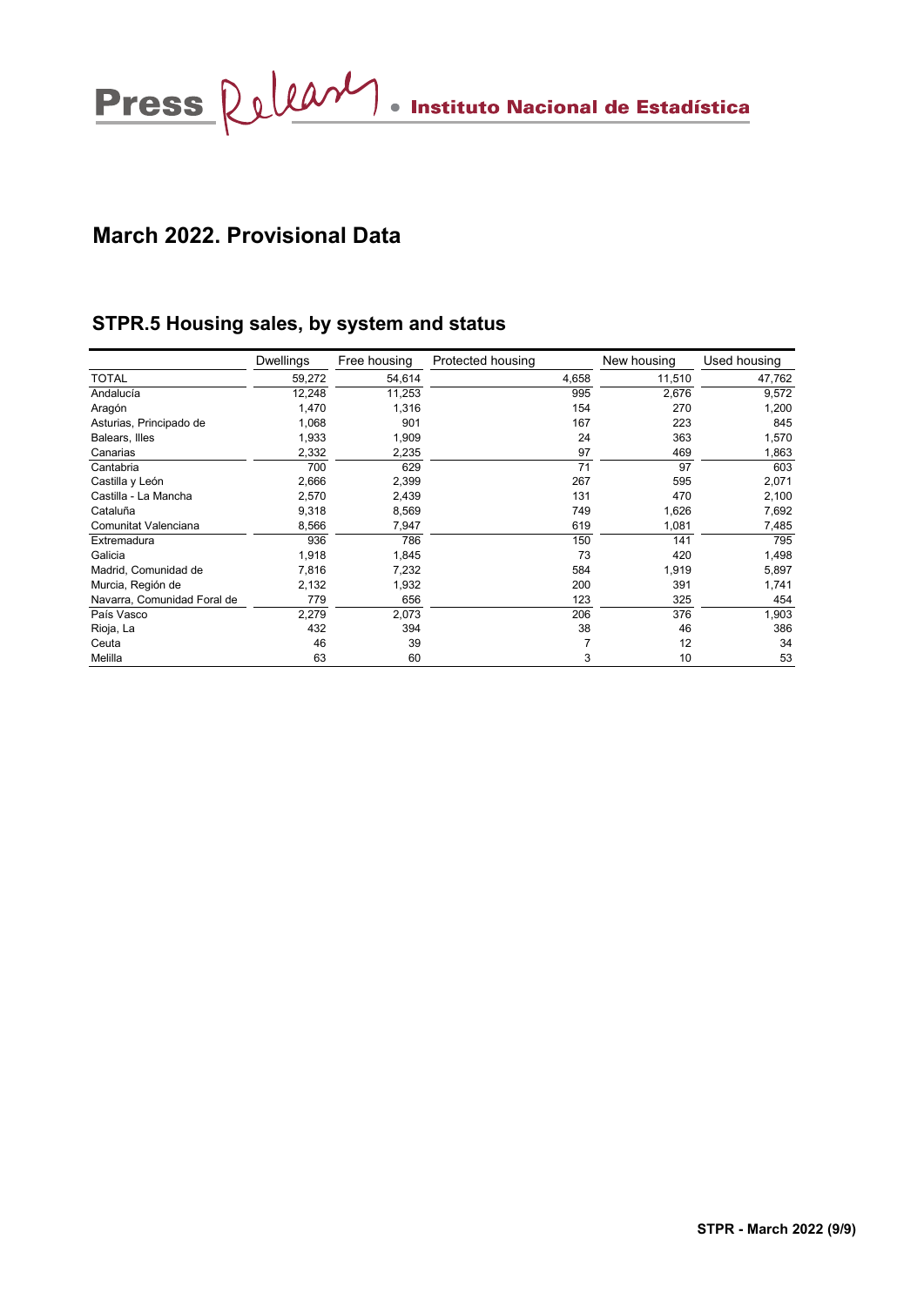## March 2022. Provisional Data

### STPR.5 Housing sales, by system and status

| | Dwellings | Free housing | Protected housing | New housing | Used housing |
|---|---|---|---|---|---|
| TOTAL | 59,272 | 54,614 | 4,658 | 11,510 | 47,762 |
| Andalucía | 12,248 | 11,253 | 995 | 2,676 | 9,572 |
| Aragón | 1,470 | 1,316 | 154 | 270 | 1,200 |
| Asturias, Principado de | 1,068 | 901 | 167 | 223 | 845 |
| Balears, Illes | 1,933 | 1,909 | 24 | 363 | 1,570 |
| Canarias | 2,332 | 2,235 | 97 | 469 | 1,863 |
| Cantabria | 700 | 629 | 71 | 97 | 603 |
| Castilla y León | 2,666 | 2,399 | 267 | 595 | 2,071 |
| Castilla - La Mancha | 2,570 | 2,439 | 131 | 470 | 2,100 |
| Cataluña | 9,318 | 8,569 | 749 | 1,626 | 7,692 |
| Comunitat Valenciana | 8,566 | 7,947 | 619 | 1,081 | 7,485 |
| Extremadura | 936 | 786 | 150 | 141 | 795 |
| Galicia | 1,918 | 1,845 | 73 | 420 | 1,498 |
| Madrid, Comunidad de | 7,816 | 7,232 | 584 | 1,919 | 5,897 |
| Murcia, Región de | 2,132 | 1,932 | 200 | 391 | 1,741 |
| Navarra, Comunidad Foral de | 779 | 656 | 123 | 325 | 454 |
| País Vasco | 2,279 | 2,073 | 206 | 376 | 1,903 |
| Rioja, La | 432 | 394 | 38 | 46 | 386 |
| Ceuta | 46 | 39 | 7 | 12 | 34 |
| Melilla | 63 | 60 | 3 | 10 | 53 |